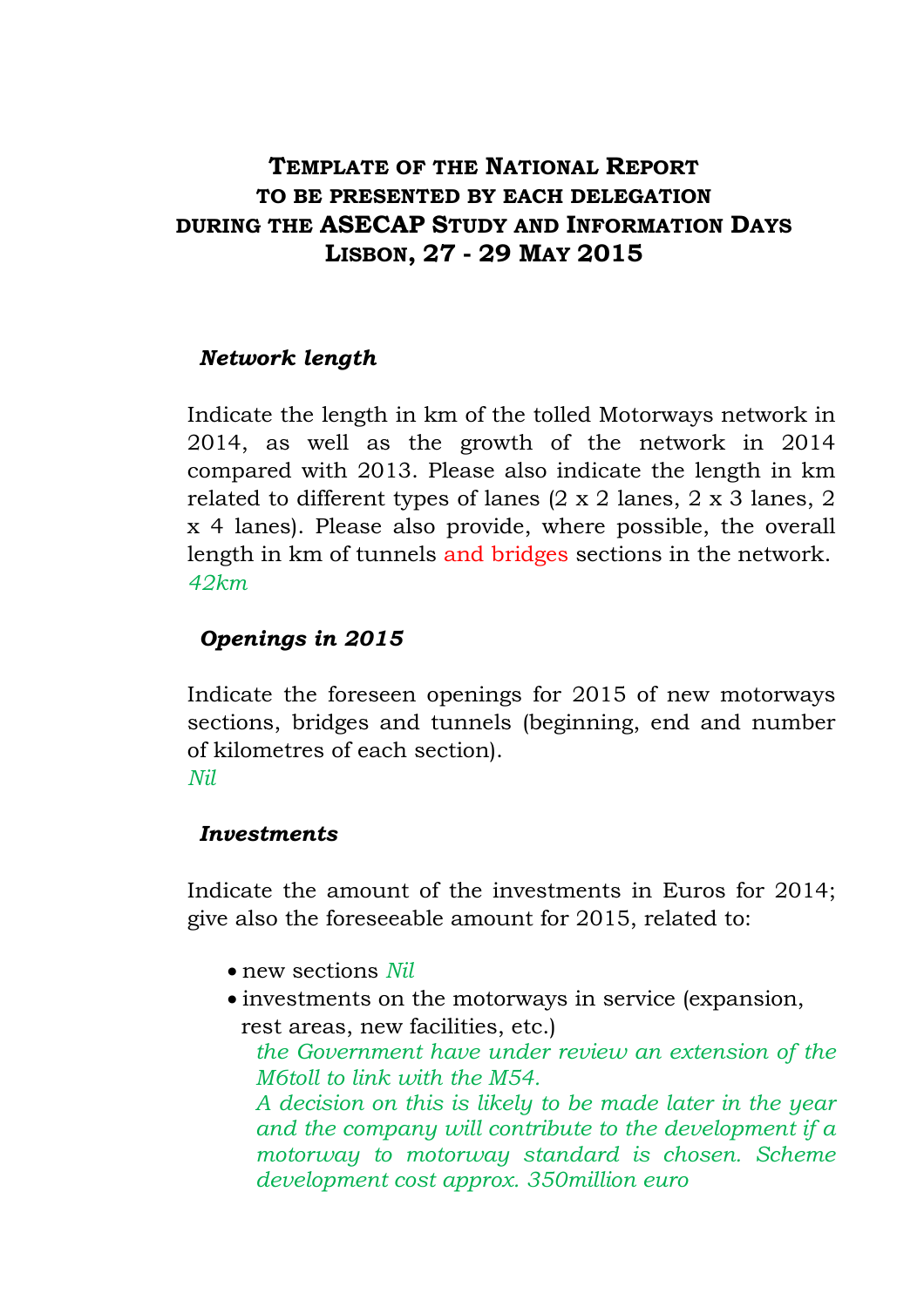# Template of the National Report to be presented by each delegation during the ASECAP Study and Information Days Lisbon, 27 - 29 May 2015

### *Network length*

Indicate the length in km of the tolled Motorways network in 2014, as well as the growth of the network in 2014 compared with 2013. Please also indicate the length in km related to different types of lanes (2 x 2 lanes, 2 x 3 lanes, 2 x 4 lanes). Please also provide, where possible, the overall length in km of tunnels and bridges sections in the network.
*42km*

### *Openings in 2015*

Indicate the foreseen openings for 2015 of new motorways sections, bridges and tunnels (beginning, end and number of kilometres of each section).
*Nil*

### *Investments*

Indicate the amount of the investments in Euros for 2014; give also the foreseeable amount for 2015, related to:

- new sections *Nil*
- investments on the motorways in service (expansion, rest areas, new facilities, etc.)
  *the Government have under review an extension of the M6toll to link with the M54.*
  *A decision on this is likely to be made later in the year and the company will contribute to the development if a motorway to motorway standard is chosen. Scheme development cost approx. 350million euro*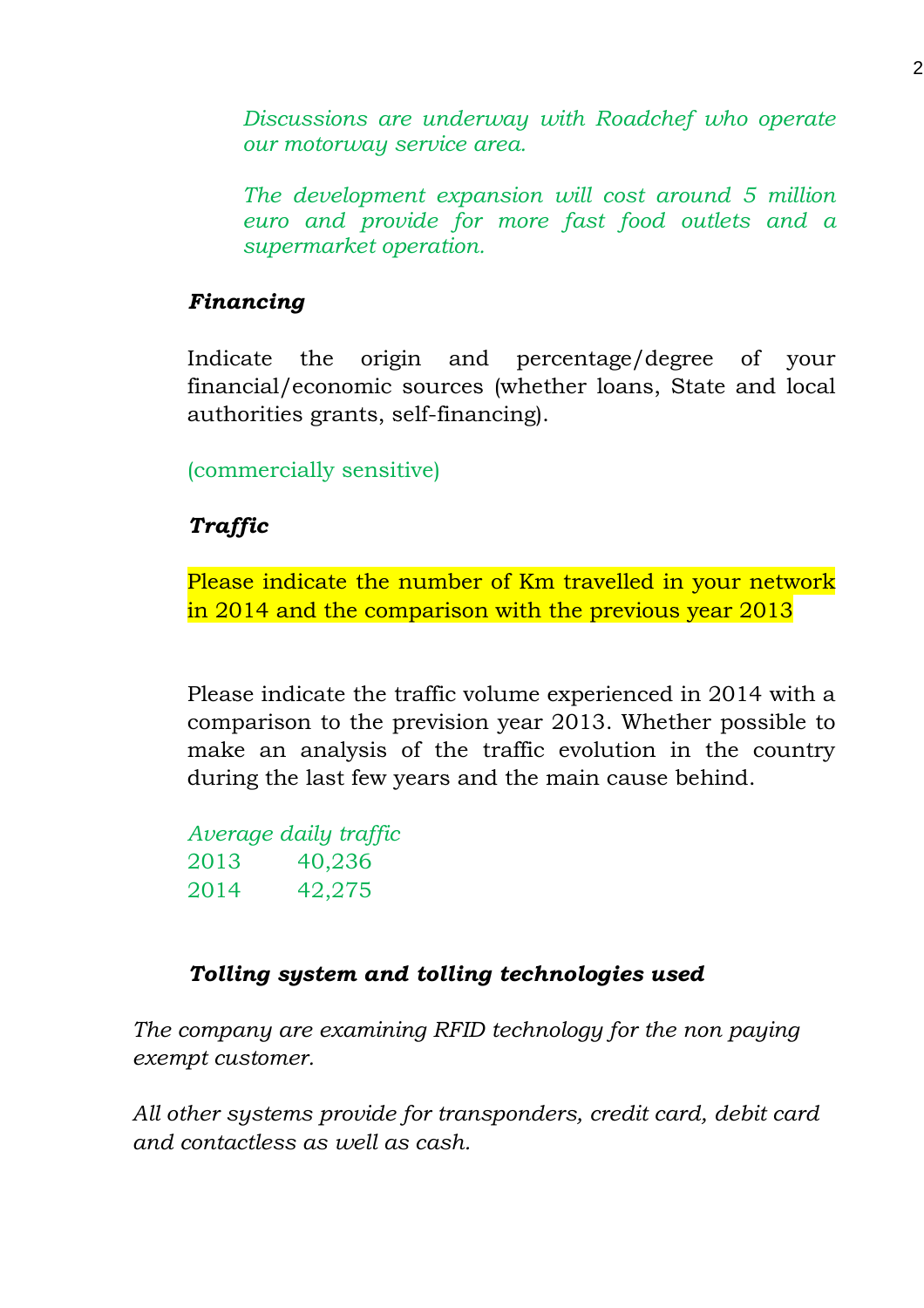*Discussions are underway with Roadchef who operate our motorway service area.*

*The development expansion will cost around 5 million euro and provide for more fast food outlets and a supermarket operation.*

***Financing***

Indicate the origin and percentage/degree of your financial/economic sources (whether loans, State and local authorities grants, self-financing).

(commercially sensitive)

***Traffic***

Please indicate the number of Km travelled in your network in 2014 and the comparison with the previous year 2013

Please indicate the traffic volume experienced in 2014 with a comparison to the prevision year 2013. Whether possible to make an analysis of the traffic evolution in the country during the last few years and the main cause behind.

*Average daily traffic*

| | |
|---|---|
| 2013 | 40,236 |
| 2014 | 42,275 |

***Tolling system and tolling technologies used***

*The company are examining RFID technology for the non paying exempt customer.*

*All other systems provide for transponders, credit card, debit card and contactless as well as cash.*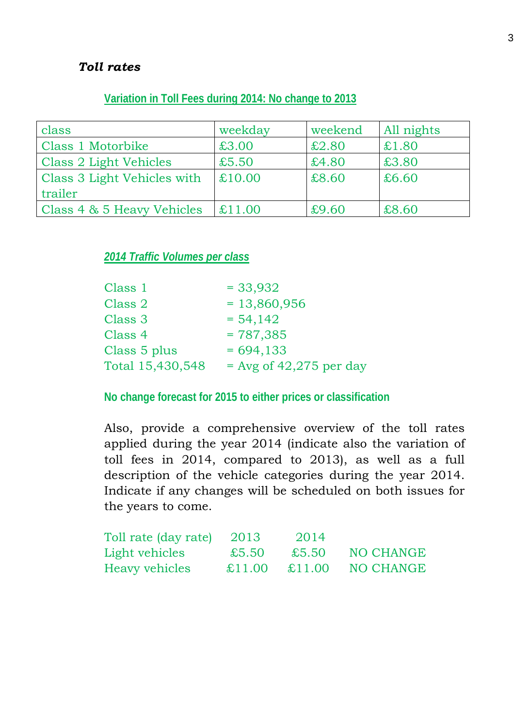***Toll rates***

**Variation in Toll Fees during 2014: No change to 2013**

| class | weekday | weekend | All nights |
|---|---|---|---|
| Class 1 Motorbike | £3.00 | £2.80 | £1.80 |
| Class 2 Light Vehicles | £5.50 | £4.80 | £3.80 |
| Class 3 Light Vehicles with trailer | £10.00 | £8.60 | £6.60 |
| Class 4 & 5 Heavy Vehicles | £11.00 | £9.60 | £8.60 |

***2014 Traffic Volumes per class***

Class 1 = 33,932
Class 2 = 13,860,956
Class 3 = 54,142
Class 4 = 787,385
Class 5 plus = 694,133
Total 15,430,548 = Avg of 42,275 per day

**No change forecast for 2015 to either prices or classification**

Also, provide a comprehensive overview of the toll rates applied during the year 2014 (indicate also the variation of toll fees in 2014, compared to 2013), as well as a full description of the vehicle categories during the year 2014. Indicate if any changes will be scheduled on both issues for the years to come.

| Toll rate (day rate) | 2013 | 2014 | |
|---|---|---|---|
| Light vehicles | £5.50 | £5.50 | NO CHANGE |
| Heavy vehicles | £11.00 | £11.00 | NO CHANGE |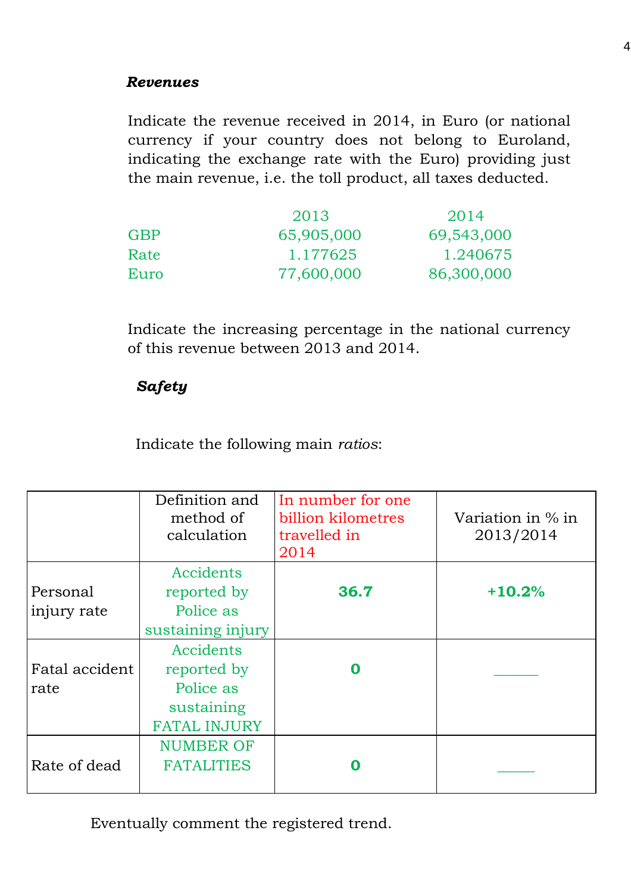***Revenues***

Indicate the revenue received in 2014, in Euro (or national currency if your country does not belong to Euroland, indicating the exchange rate with the Euro) providing just the main revenue, i.e. the toll product, all taxes deducted.

| | 2013 | 2014 |
|---|---|---|
| GBP | 65,905,000 | 69,543,000 |
| Rate | 1.177625 | 1.240675 |
| Euro | 77,600,000 | 86,300,000 |

Indicate the increasing percentage in the national currency of this revenue between 2013 and 2014.

***Safety***

Indicate the following main *ratios*:

| | Definition and method of calculation | In number for one billion kilometres travelled in 2014 | Variation in % in 2013/2014 |
|---|---|---|---|
| Personal injury rate | Accidents reported by Police as sustaining injury | **36.7** | **+10.2%** |
| Fatal accident rate | Accidents reported by Police as sustaining FATAL INJURY | **0** | ______ |
| Rate of dead | NUMBER OF FATALITIES | **0** | _____ |

Eventually comment the registered trend.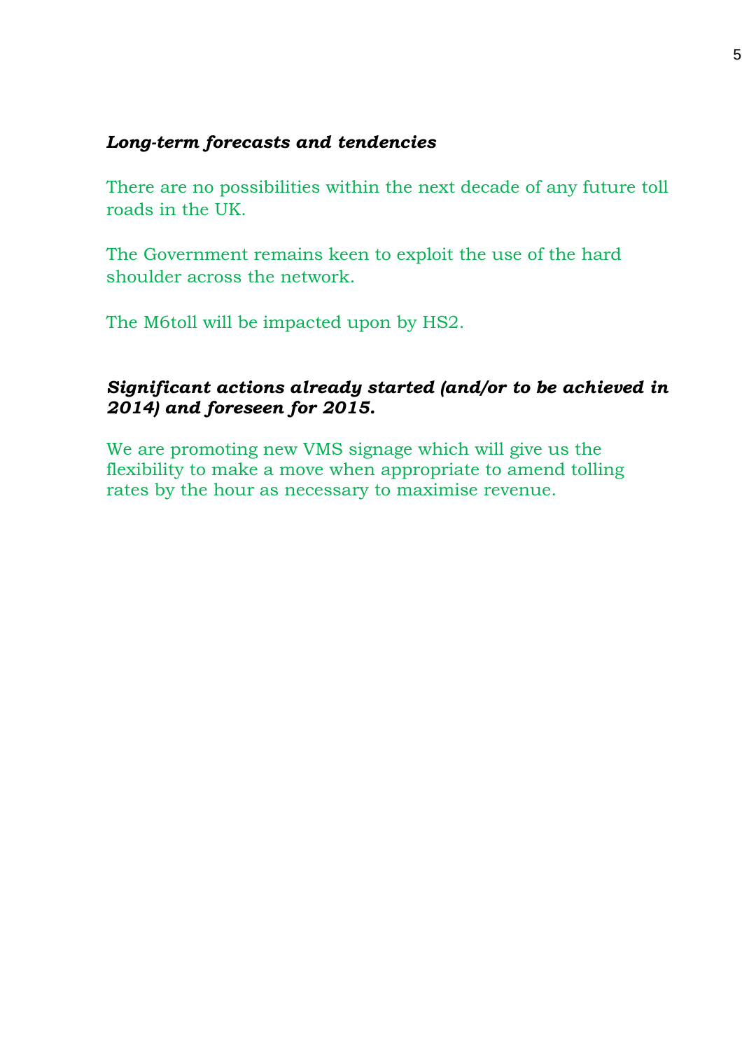***Long-term forecasts and tendencies***

There are no possibilities within the next decade of any future toll roads in the UK.

The Government remains keen to exploit the use of the hard shoulder across the network.

The M6toll will be impacted upon by HS2.

***Significant actions already started (and/or to be achieved in 2014) and foreseen for 2015.***

We are promoting new VMS signage which will give us the flexibility to make a move when appropriate to amend tolling rates by the hour as necessary to maximise revenue.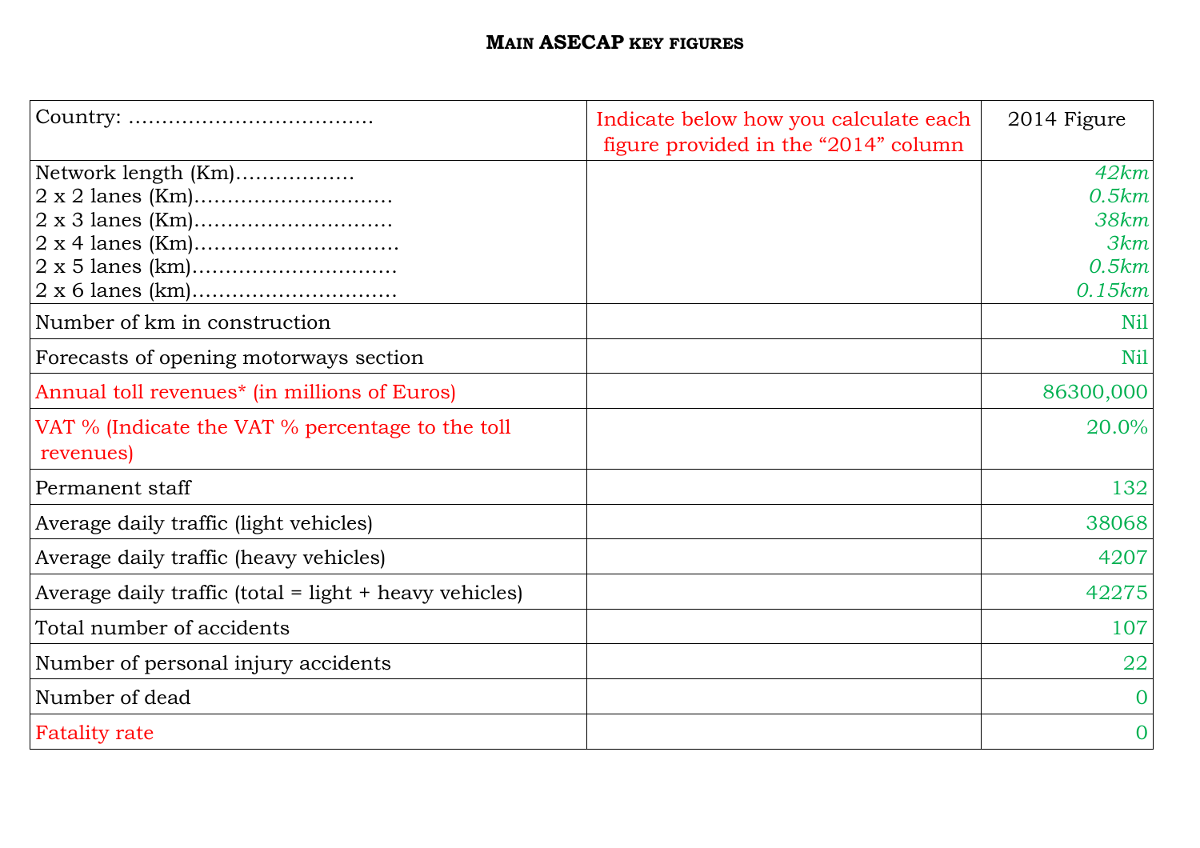# MAIN ASECAP KEY FIGURES

| Country: ……………………………… | Indicate below how you calculate each figure provided in the "2014" column | 2014 Figure |
|---|---|---|
| Network length (Km)……………… | | *42km* |
| 2 x 2 lanes (Km)………………………… | | *0.5km* |
| 2 x 3 lanes (Km)………………………… | | *38km* |
| 2 x 4 lanes (Km)………………………… | | *3km* |
| 2 x 5 lanes (km)………………………… | | *0.5km* |
| 2 x 6 lanes (km)………………………… | | *0.15km* |
| Number of km in construction | | Nil |
| Forecasts of opening motorways section | | Nil |
| Annual toll revenues* (in millions of Euros) | | 86300,000 |
| VAT % (Indicate the VAT % percentage to the toll revenues) | | 20.0% |
| Permanent staff | | 132 |
| Average daily traffic (light vehicles) | | 38068 |
| Average daily traffic (heavy vehicles) | | 4207 |
| Average daily traffic (total = light + heavy vehicles) | | 42275 |
| Total number of accidents | | 107 |
| Number of personal injury accidents | | 22 |
| Number of dead | | 0 |
| Fatality rate | | 0 |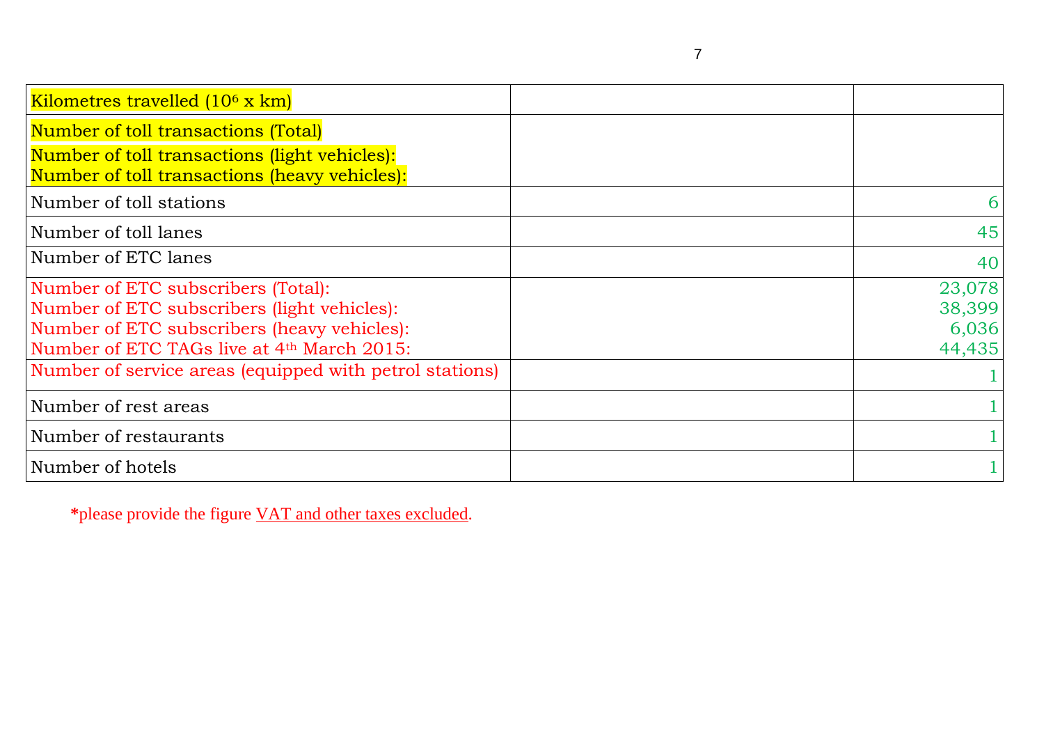| | | |
|---|---|---|
| Kilometres travelled ($10^6$ x km) | | |
| Number of toll transactions (Total)<br>Number of toll transactions (light vehicles):<br>Number of toll transactions (heavy vehicles): | | |
| Number of toll stations | | 6 |
| Number of toll lanes | | 45 |
| Number of ETC lanes | | 40 |
| Number of ETC subscribers (Total):<br>Number of ETC subscribers (light vehicles):<br>Number of ETC subscribers (heavy vehicles):<br>Number of ETC TAGs live at 4th March 2015: | | 23,078<br>38,399<br>6,036<br>44,435 |
| Number of service areas (equipped with petrol stations) | | 1 |
| Number of rest areas | | 1 |
| Number of restaurants | | 1 |
| Number of hotels | | 1 |

***please provide the figure VAT and other taxes excluded.**